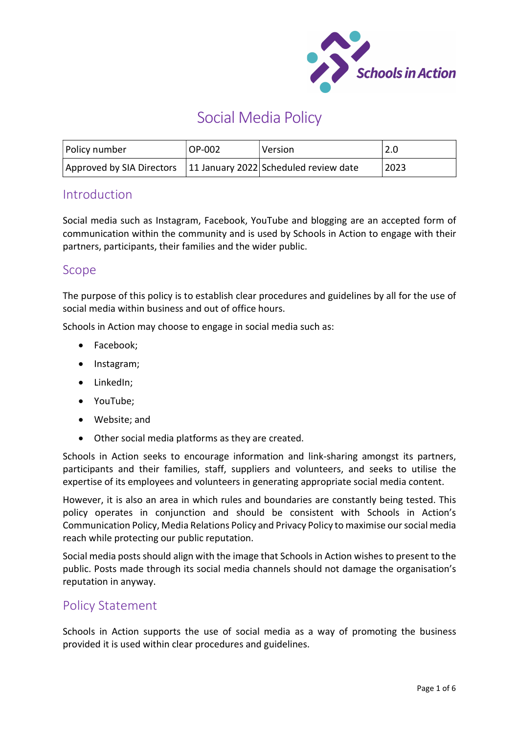# Social Media Policy

| Policy number | OP-002 | Version | 2.0 |
|---|---|---|---|
| Approved by SIA Directors | 11 January 2022 | Scheduled review date | 2023 |

## Introduction

Social media such as Instagram, Facebook, YouTube and blogging are an accepted form of communication within the community and is used by Schools in Action to engage with their partners, participants, their families and the wider public.

## Scope

The purpose of this policy is to establish clear procedures and guidelines by all for the use of social media within business and out of office hours.

Schools in Action may choose to engage in social media such as:

- Facebook;
- Instagram;
- LinkedIn;
- YouTube;
- Website; and
- Other social media platforms as they are created.

Schools in Action seeks to encourage information and link-sharing amongst its partners, participants and their families, staff, suppliers and volunteers, and seeks to utilise the expertise of its employees and volunteers in generating appropriate social media content.

However, it is also an area in which rules and boundaries are constantly being tested. This policy operates in conjunction and should be consistent with Schools in Action's Communication Policy, Media Relations Policy and Privacy Policy to maximise our social media reach while protecting our public reputation.

Social media posts should align with the image that Schools in Action wishes to present to the public. Posts made through its social media channels should not damage the organisation's reputation in anyway.

## Policy Statement

Schools in Action supports the use of social media as a way of promoting the business provided it is used within clear procedures and guidelines.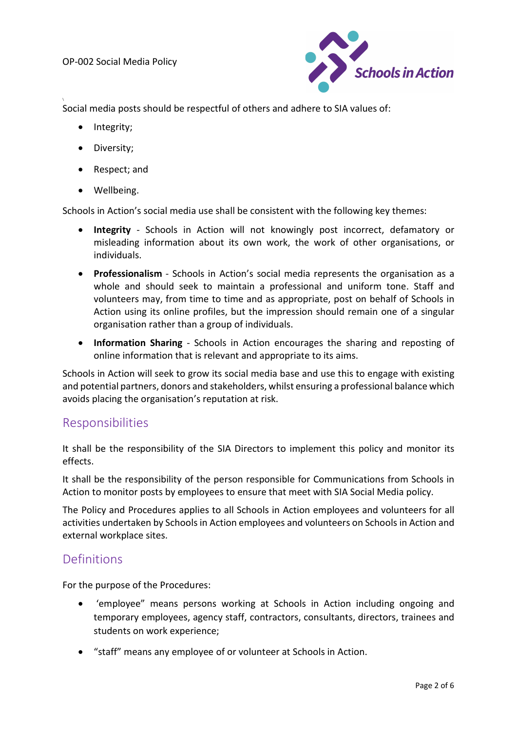Social media posts should be respectful of others and adhere to SIA values of:

- Integrity;
- Diversity;
- Respect; and
- Wellbeing.

Schools in Action's social media use shall be consistent with the following key themes:

- **Integrity** - Schools in Action will not knowingly post incorrect, defamatory or misleading information about its own work, the work of other organisations, or individuals.
- **Professionalism** - Schools in Action's social media represents the organisation as a whole and should seek to maintain a professional and uniform tone. Staff and volunteers may, from time to time and as appropriate, post on behalf of Schools in Action using its online profiles, but the impression should remain one of a singular organisation rather than a group of individuals.
- **Information Sharing** - Schools in Action encourages the sharing and reposting of online information that is relevant and appropriate to its aims.

Schools in Action will seek to grow its social media base and use this to engage with existing and potential partners, donors and stakeholders, whilst ensuring a professional balance which avoids placing the organisation's reputation at risk.

## Responsibilities

It shall be the responsibility of the SIA Directors to implement this policy and monitor its effects.

It shall be the responsibility of the person responsible for Communications from Schools in Action to monitor posts by employees to ensure that meet with SIA Social Media policy.

The Policy and Procedures applies to all Schools in Action employees and volunteers for all activities undertaken by Schools in Action employees and volunteers on Schools in Action and external workplace sites.

## Definitions

For the purpose of the Procedures:

- 'employee" means persons working at Schools in Action including ongoing and temporary employees, agency staff, contractors, consultants, directors, trainees and students on work experience;
- "staff" means any employee of or volunteer at Schools in Action.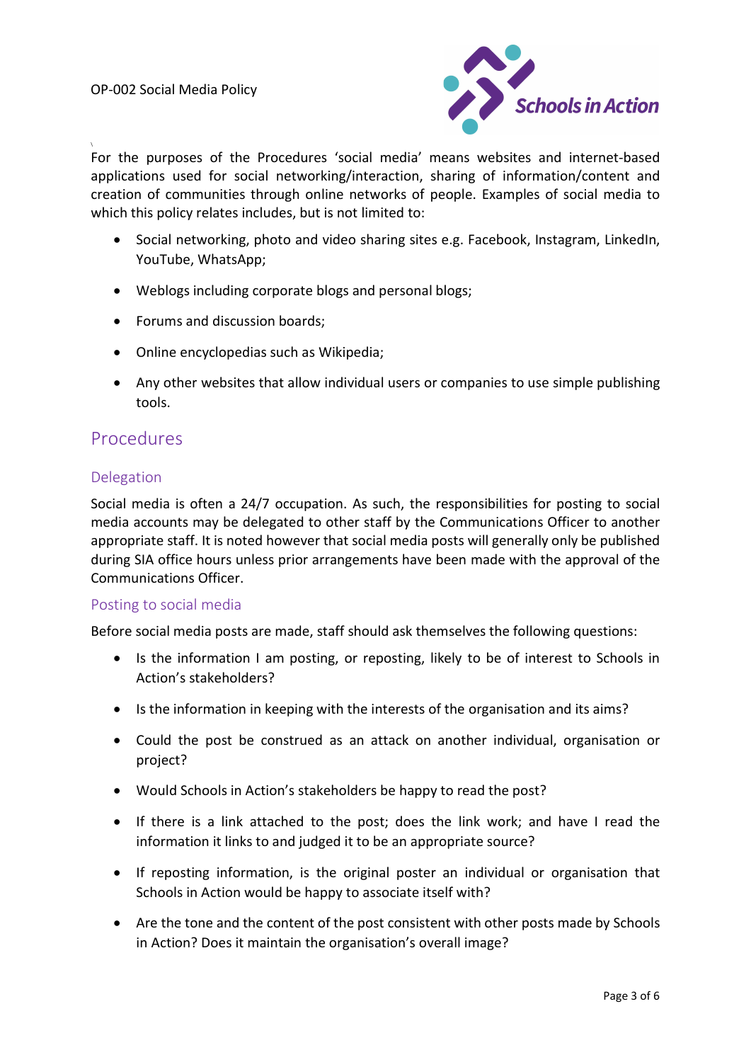For the purposes of the Procedures 'social media' means websites and internet-based applications used for social networking/interaction, sharing of information/content and creation of communities through online networks of people. Examples of social media to which this policy relates includes, but is not limited to:

- Social networking, photo and video sharing sites e.g. Facebook, Instagram, LinkedIn, YouTube, WhatsApp;
- Weblogs including corporate blogs and personal blogs;
- Forums and discussion boards;
- Online encyclopedias such as Wikipedia;
- Any other websites that allow individual users or companies to use simple publishing tools.

## Procedures

### Delegation

Social media is often a 24/7 occupation. As such, the responsibilities for posting to social media accounts may be delegated to other staff by the Communications Officer to another appropriate staff. It is noted however that social media posts will generally only be published during SIA office hours unless prior arrangements have been made with the approval of the Communications Officer.

### Posting to social media

Before social media posts are made, staff should ask themselves the following questions:

- Is the information I am posting, or reposting, likely to be of interest to Schools in Action's stakeholders?
- Is the information in keeping with the interests of the organisation and its aims?
- Could the post be construed as an attack on another individual, organisation or project?
- Would Schools in Action's stakeholders be happy to read the post?
- If there is a link attached to the post; does the link work; and have I read the information it links to and judged it to be an appropriate source?
- If reposting information, is the original poster an individual or organisation that Schools in Action would be happy to associate itself with?
- Are the tone and the content of the post consistent with other posts made by Schools in Action? Does it maintain the organisation's overall image?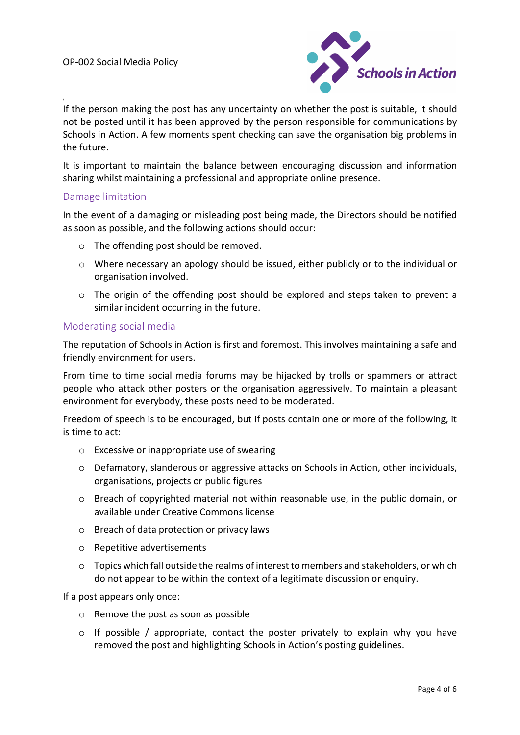If the person making the post has any uncertainty on whether the post is suitable, it should not be posted until it has been approved by the person responsible for communications by Schools in Action. A few moments spent checking can save the organisation big problems in the future.

It is important to maintain the balance between encouraging discussion and information sharing whilst maintaining a professional and appropriate online presence.

## Damage limitation

In the event of a damaging or misleading post being made, the Directors should be notified as soon as possible, and the following actions should occur:

- The offending post should be removed.
- Where necessary an apology should be issued, either publicly or to the individual or organisation involved.
- The origin of the offending post should be explored and steps taken to prevent a similar incident occurring in the future.

## Moderating social media

The reputation of Schools in Action is first and foremost. This involves maintaining a safe and friendly environment for users.

From time to time social media forums may be hijacked by trolls or spammers or attract people who attack other posters or the organisation aggressively. To maintain a pleasant environment for everybody, these posts need to be moderated.

Freedom of speech is to be encouraged, but if posts contain one or more of the following, it is time to act:

- Excessive or inappropriate use of swearing
- Defamatory, slanderous or aggressive attacks on Schools in Action, other individuals, organisations, projects or public figures
- Breach of copyrighted material not within reasonable use, in the public domain, or available under Creative Commons license
- Breach of data protection or privacy laws
- Repetitive advertisements
- Topics which fall outside the realms of interest to members and stakeholders, or which do not appear to be within the context of a legitimate discussion or enquiry.

If a post appears only once:

- Remove the post as soon as possible
- If possible / appropriate, contact the poster privately to explain why you have removed the post and highlighting Schools in Action's posting guidelines.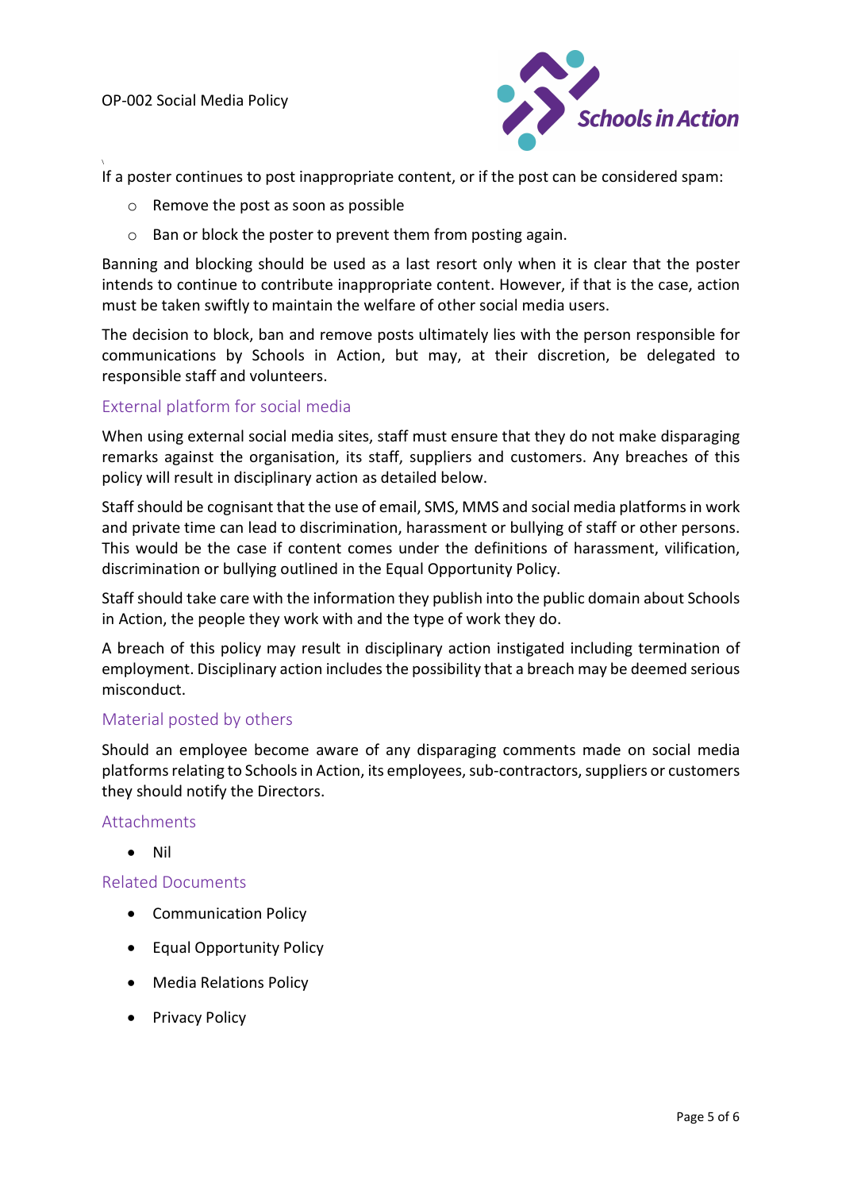If a poster continues to post inappropriate content, or if the post can be considered spam:

- Remove the post as soon as possible
- Ban or block the poster to prevent them from posting again.

Banning and blocking should be used as a last resort only when it is clear that the poster intends to continue to contribute inappropriate content. However, if that is the case, action must be taken swiftly to maintain the welfare of other social media users.

The decision to block, ban and remove posts ultimately lies with the person responsible for communications by Schools in Action, but may, at their discretion, be delegated to responsible staff and volunteers.

### External platform for social media

When using external social media sites, staff must ensure that they do not make disparaging remarks against the organisation, its staff, suppliers and customers. Any breaches of this policy will result in disciplinary action as detailed below.

Staff should be cognisant that the use of email, SMS, MMS and social media platforms in work and private time can lead to discrimination, harassment or bullying of staff or other persons. This would be the case if content comes under the definitions of harassment, vilification, discrimination or bullying outlined in the Equal Opportunity Policy.

Staff should take care with the information they publish into the public domain about Schools in Action, the people they work with and the type of work they do.

A breach of this policy may result in disciplinary action instigated including termination of employment. Disciplinary action includes the possibility that a breach may be deemed serious misconduct.

### Material posted by others

Should an employee become aware of any disparaging comments made on social media platforms relating to Schools in Action, its employees, sub-contractors, suppliers or customers they should notify the Directors.

### Attachments

- Nil

### Related Documents

- Communication Policy
- Equal Opportunity Policy
- Media Relations Policy
- Privacy Policy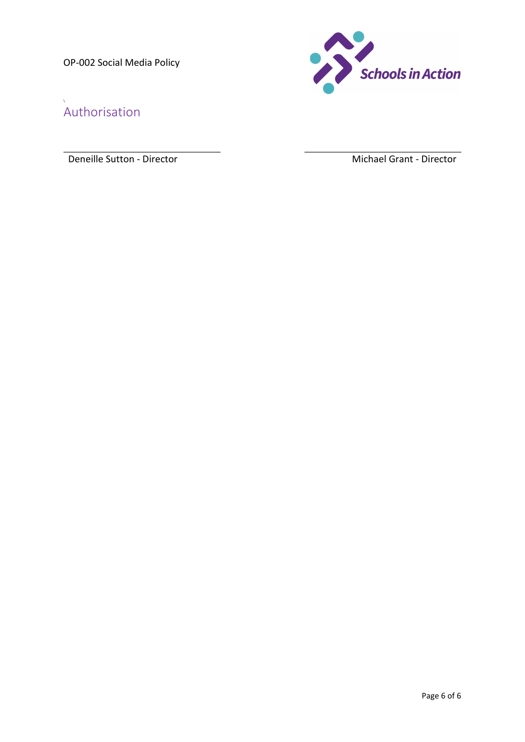## Authorisation

\_\_\_\_\_\_\_\_\_\_\_\_\_\_\_\_\_\_\_\_\_\_\_\_\_\_\_\_\_\_

Deneille Sutton - Director

\_\_\_\_\_\_\_\_\_\_\_\_\_\_\_\_\_\_\_\_\_\_\_\_\_\_\_\_\_\_

Michael Grant - Director